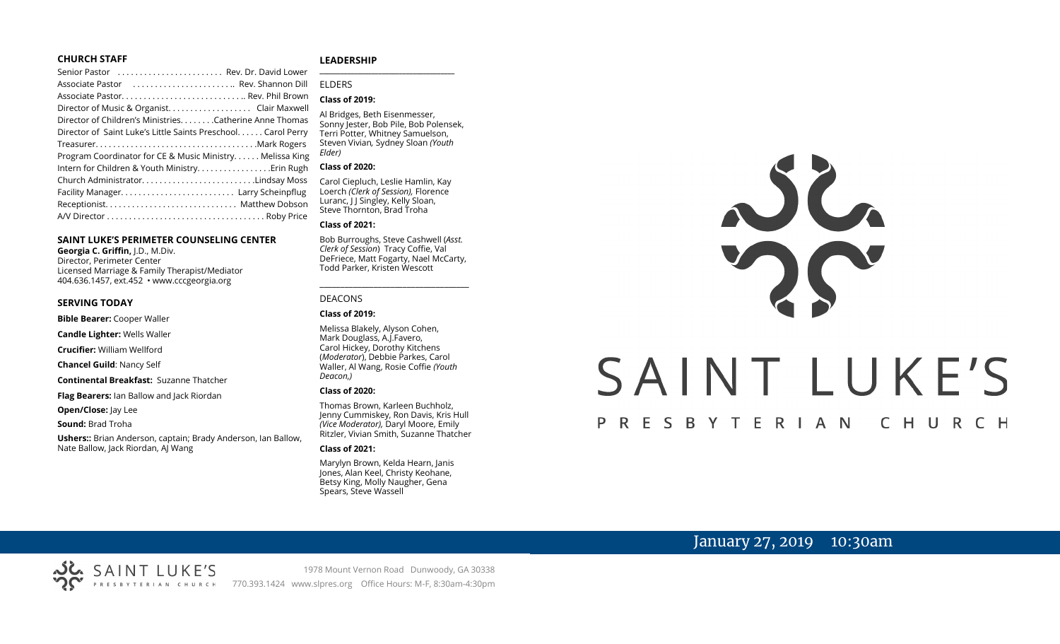## CHURCH STAFF

Senior Pastor ....................... Rev. Dr. David Lower
Associate Pastor ....................... Rev. Shannon Dill
Associate Pastor........................... Rev. Phil Brown
Director of Music & Organist.................. Clair Maxwell
Director of Children's Ministries........Catherine Anne Thomas
Director of Saint Luke's Little Saints Preschool...... Carol Perry
Treasurer.....................................Mark Rogers
Program Coordinator for CE & Music Ministry...... Melissa King
Intern for Children & Youth Ministry.................Erin Rugh
Church Administrator.........................Lindsay Moss
Facility Manager......................... Larry Scheinpflug
Receptionist............................. Matthew Dobson
A/V Director .................................. Roby Price

## SAINT LUKE'S PERIMETER COUNSELING CENTER

**Georgia C. Griffin,** J.D., M.Div.
Director, Perimeter Center
Licensed Marriage & Family Therapist/Mediator
404.636.1457, ext.452 • www.cccgeorgia.org

## SERVING TODAY

**Bible Bearer:** Cooper Waller

**Candle Lighter:** Wells Waller

**Crucifier:** William Wellford

**Chancel Guild**: Nancy Self

**Continental Breakfast:** Suzanne Thatcher

**Flag Bearers:** Ian Ballow and Jack Riordan

**Open/Close:** Jay Lee

**Sound:** Brad Troha

**Ushers::** Brian Anderson, captain; Brady Anderson, Ian Ballow, Nate Ballow, Jack Riordan, AJ Wang

## LEADERSHIP

ELDERS

**Class of 2019:**

Al Bridges, Beth Eisenmesser, Sonny Jester, Bob Pile, Bob Polensek, Terri Potter, Whitney Samuelson, Steven Vivian*,* Sydney Sloan *(Youth Elder)*

**Class of 2020:**

Carol Ciepluch, Leslie Hamlin, Kay Loerch *(Clerk of Session),* Florence Luranc, J J Singley, Kelly Sloan, Steve Thornton, Brad Troha

**Class of 2021:**

Bob Burroughs, Steve Cashwell (*Asst. Clerk of Session*) Tracy Coffie, Val DeFriece, Matt Fogarty, Nael McCarty, Todd Parker, Kristen Wescott

DEACONS

**Class of 2019:**

Melissa Blakely, Alyson Cohen, Mark Douglass, A.J.Favero, Carol Hickey, Dorothy Kitchens (*Moderator*), Debbie Parkes, Carol Waller, Al Wang, Rosie Coffie *(Youth Deacon,)*

**Class of 2020:**

Thomas Brown, Karleen Buchholz, Jenny Cummiskey, Ron Davis, Kris Hull *(Vice Moderator),* Daryl Moore, Emily Ritzler, Vivian Smith, Suzanne Thatcher

**Class of 2021:**

Marylyn Brown, Kelda Hearn, Janis Jones, Alan Keel, Christy Keohane, Betsy King, Molly Naugher, Gena Spears, Steve Wassell

# SAINT LUKE'S
PRESBYTERIAN CHURCH

January 27, 2019 10:30am

SAINT LUKE'S PRESBYTERIAN CHURCH
1978 Mount Vernon Road Dunwoody, GA 30338
770.393.1424 www.slpres.org Office Hours: M-F, 8:30am-4:30pm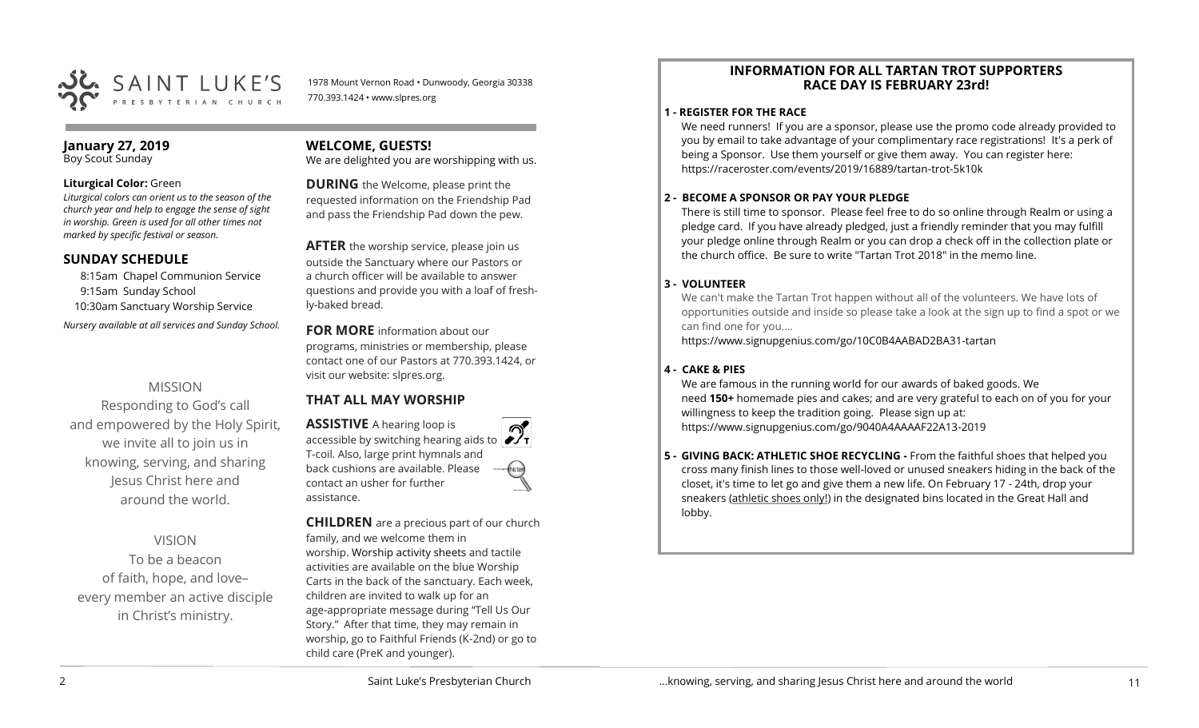SAINT LUKE'S PRESBYTERIAN CHURCH

1978 Mount Vernon Road • Dunwoody, Georgia 30338
770.393.1424 • www.slpres.org

## January 27, 2019
Boy Scout Sunday

**Liturgical Color:** Green

*Liturgical colors can orient us to the season of the church year and help to engage the sense of sight in worship. Green is used for all other times not marked by specific festival or season.*

## SUNDAY SCHEDULE

8:15am Chapel Communion Service
9:15am Sunday School
10:30am Sanctuary Worship Service

*Nursery available at all services and Sunday School.*

MISSION

Responding to God's call and empowered by the Holy Spirit, we invite all to join us in knowing, serving, and sharing Jesus Christ here and around the world.

VISION

To be a beacon of faith, hope, and love– every member an active disciple in Christ's ministry.

## WELCOME, GUESTS!

We are delighted you are worshipping with us.

**DURING** the Welcome, please print the requested information on the Friendship Pad and pass the Friendship Pad down the pew.

**AFTER** the worship service, please join us outside the Sanctuary where our Pastors or a church officer will be available to answer questions and provide you with a loaf of freshly-baked bread.

**FOR MORE** information about our programs, ministries or membership, please contact one of our Pastors at 770.393.1424, or visit our website: slpres.org.

## THAT ALL MAY WORSHIP

**ASSISTIVE** A hearing loop is accessible by switching hearing aids to T-coil. Also, large print hymnals and back cushions are available. Please contact an usher for further assistance.

**CHILDREN** are a precious part of our church family, and we welcome them in worship. Worship activity sheets and tactile activities are available on the blue Worship Carts in the back of the sanctuary. Each week, children are invited to walk up for an age-appropriate message during "Tell Us Our Story." After that time, they may remain in worship, go to Faithful Friends (K-2nd) or go to child care (PreK and younger).

## INFORMATION FOR ALL TARTAN TROT SUPPORTERS
## RACE DAY IS FEBRUARY 23rd!

**1 - REGISTER FOR THE RACE**

We need runners! If you are a sponsor, please use the promo code already provided to you by email to take advantage of your complimentary race registrations! It's a perk of being a Sponsor. Use them yourself or give them away. You can register here: https://raceroster.com/events/2019/16889/tartan-trot-5k10k

**2 - BECOME A SPONSOR OR PAY YOUR PLEDGE**

There is still time to sponsor. Please feel free to do so online through Realm or using a pledge card. If you have already pledged, just a friendly reminder that you may fulfill your pledge online through Realm or you can drop a check off in the collection plate or the church office. Be sure to write "Tartan Trot 2018" in the memo line.

**3 - VOLUNTEER**

We can't make the Tartan Trot happen without all of the volunteers. We have lots of opportunities outside and inside so please take a look at the sign up to find a spot or we can find one for you....
https://www.signupgenius.com/go/10C0B4AABAD2BA31-tartan

**4 - CAKE & PIES**

We are famous in the running world for our awards of baked goods. We need **150+** homemade pies and cakes; and are very grateful to each on of you for your willingness to keep the tradition going. Please sign up at: https://www.signupgenius.com/go/9040A4AAAAF22A13-2019

**5 - GIVING BACK: ATHLETIC SHOE RECYCLING -** From the faithful shoes that helped you cross many finish lines to those well-loved or unused sneakers hiding in the back of the closet, it's time to let go and give them a new life. On February 17 - 24th, drop your sneakers (athletic shoes only!) in the designated bins located in the Great Hall and lobby.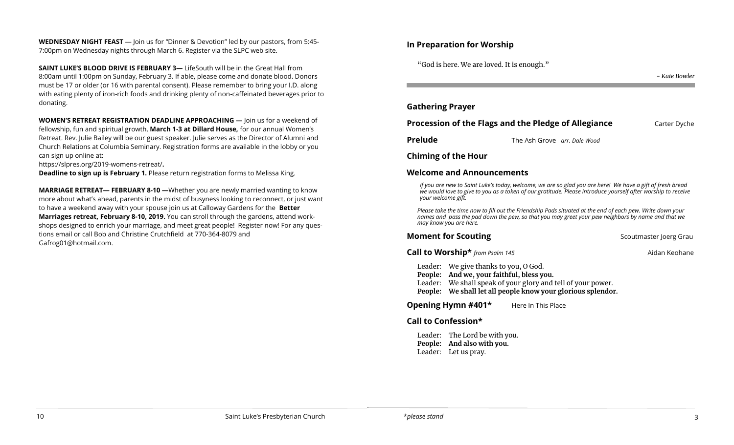**WEDNESDAY NIGHT FEAST** — Join us for "Dinner & Devotion" led by our pastors, from 5:45-7:00pm on Wednesday nights through March 6. Register via the SLPC web site.

**SAINT LUKE'S BLOOD DRIVE IS FEBRUARY 3—** LifeSouth will be in the Great Hall from 8:00am until 1:00pm on Sunday, February 3. If able, please come and donate blood. Donors must be 17 or older (or 16 with parental consent). Please remember to bring your I.D. along with eating plenty of iron-rich foods and drinking plenty of non-caffeinated beverages prior to donating.

**WOMEN'S RETREAT REGISTRATION DEADLINE APPROACHING —** Join us for a weekend of fellowship, fun and spiritual growth, **March 1-3 at Dillard House,** for our annual Women's Retreat. Rev. Julie Bailey will be our guest speaker. Julie serves as the Director of Alumni and Church Relations at Columbia Seminary. Registration forms are available in the lobby or you can sign up online at:
https://slpres.org/2019-womens-retreat/**.**
**Deadline to sign up is February 1.** Please return registration forms to Melissa King.

**MARRIAGE RETREAT— FEBRUARY 8-10 —**Whether you are newly married wanting to know more about what's ahead, parents in the midst of busyness looking to reconnect, or just want to have a weekend away with your spouse join us at Calloway Gardens for the **Better Marriages retreat, February 8-10, 2019.** You can stroll through the gardens, attend work-shops designed to enrich your marriage, and meet great people! Register now! For any questions email or call Bob and Christine Crutchfield at 770-364-8079 and Gafrog01@hotmail.com.

## In Preparation for Worship

"God is here. We are loved. It is enough."

*- Kate Bowler*

---

**Gathering Prayer**

**Procession of the Flags and the Pledge of Allegiance** — Carter Dyche

**Prelude** — The Ash Grove *arr. Dale Wood*

**Chiming of the Hour**

**Welcome and Announcements**

*If you are new to Saint Luke's today, welcome, we are so glad you are here! We have a gift of fresh bread we would love to give to you as a token of our gratitude. Please introduce yourself after worship to receive your welcome gift.*

*Please take the time now to fill out the Friendship Pads situated at the end of each pew. Write down your names and pass the pad down the pew, so that you may greet your pew neighbors by name and that we may know you are here.*

**Moment for Scouting** — Scoutmaster Joerg Grau

**Call to Worship*** *from Psalm 145* — Aidan Keohane

Leader: We give thanks to you, O God.
**People: And we, your faithful, bless you.**
Leader: We shall speak of your glory and tell of your power.
**People: We shall let all people know your glorious splendor.**

**Opening Hymn #401*** — Here In This Place

**Call to Confession***

Leader: The Lord be with you.
**People: And also with you.**
Leader: Let us pray.

*please stand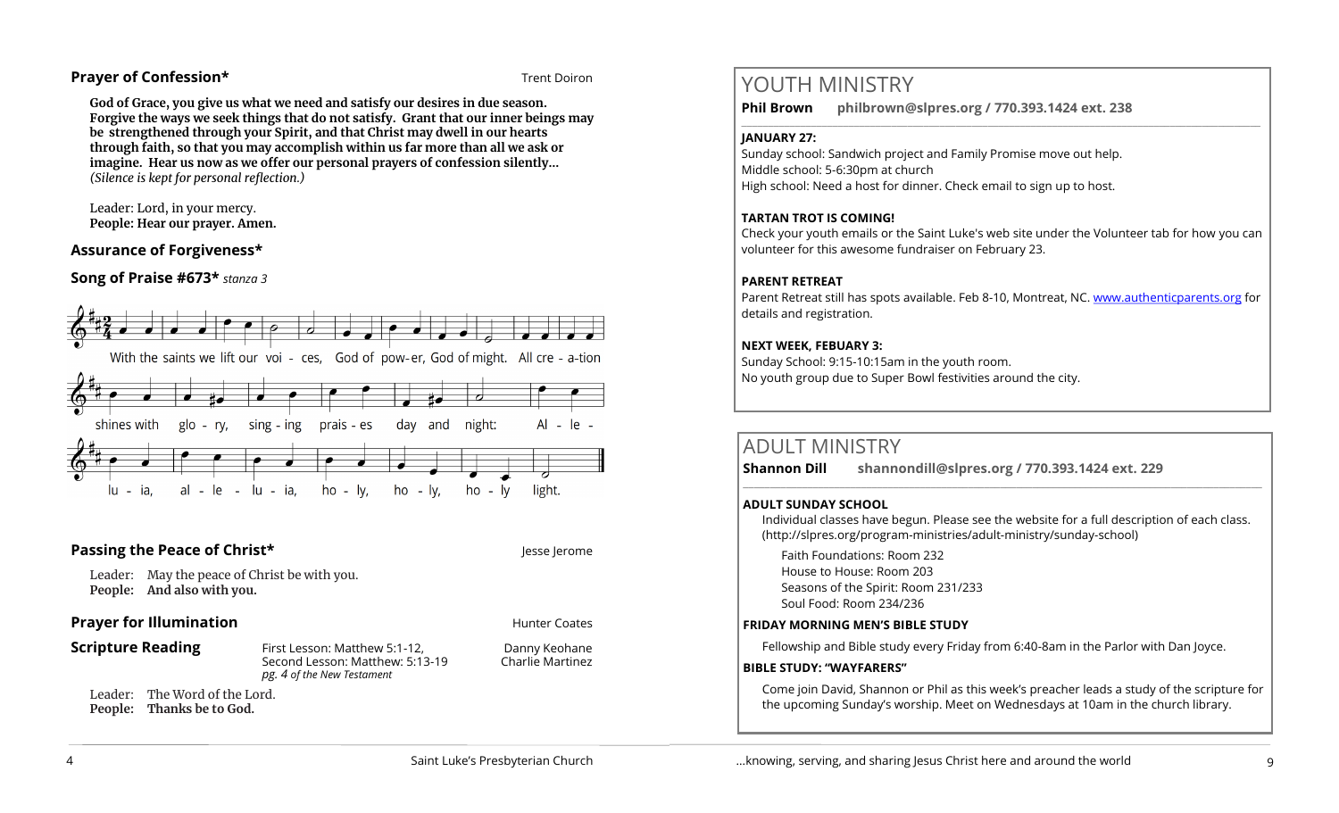### Prayer of Confession*

Trent Doiron

**God of Grace, you give us what we need and satisfy our desires in due season. Forgive the ways we seek things that do not satisfy. Grant that our inner beings may be strengthened through your Spirit, and that Christ may dwell in our hearts through faith, so that you may accomplish within us far more than all we ask or imagine. Hear us now as we offer our personal prayers of confession silently...**
*(Silence is kept for personal reflection.)*

Leader: Lord, in your mercy.
**People: Hear our prayer. Amen.**

### Assurance of Forgiveness*

### Song of Praise #673* *stanza 3*

With the saints we lift our voi - ces, God of pow-er, God of might. All cre - a-tion shines with glo - ry, sing - ing prais - es day and night: Al - le - lu - ia, al - le - lu - ia, ho - ly, ho - ly, ho - ly light.

### Passing the Peace of Christ*

Jesse Jerome

Leader: May the peace of Christ be with you.
**People: And also with you.**

### Prayer for Illumination

Hunter Coates

### Scripture Reading

First Lesson: Matthew 5:1-12, — Danny Keohane
Second Lesson: Matthew: 5:13-19 — Charlie Martinez
*pg. 4 of the New Testament*

Leader: The Word of the Lord.
**People: Thanks be to God.**

## YOUTH MINISTRY

**Phil Brown** **philbrown@slpres.org / 770.393.1424 ext. 238**

**JANUARY 27:**
Sunday school: Sandwich project and Family Promise move out help.
Middle school: 5-6:30pm at church
High school: Need a host for dinner. Check email to sign up to host.

**TARTAN TROT IS COMING!**
Check your youth emails or the Saint Luke's web site under the Volunteer tab for how you can volunteer for this awesome fundraiser on February 23.

**PARENT RETREAT**
Parent Retreat still has spots available. Feb 8-10, Montreat, NC. www.authenticparents.org for details and registration.

**NEXT WEEK, FEBUARY 3:**
Sunday School: 9:15-10:15am in the youth room.
No youth group due to Super Bowl festivities around the city.

## ADULT MINISTRY

**Shannon Dill** **shannondill@slpres.org / 770.393.1424 ext. 229**

**ADULT SUNDAY SCHOOL**
Individual classes have begun. Please see the website for a full description of each class. (http://slpres.org/program-ministries/adult-ministry/sunday-school)

Faith Foundations: Room 232
House to House: Room 203
Seasons of the Spirit: Room 231/233
Soul Food: Room 234/236

**FRIDAY MORNING MEN'S BIBLE STUDY**
Fellowship and Bible study every Friday from 6:40-8am in the Parlor with Dan Joyce.

**BIBLE STUDY: "WAYFARERS"**
Come join David, Shannon or Phil as this week's preacher leads a study of the scripture for the upcoming Sunday's worship. Meet on Wednesdays at 10am in the church library.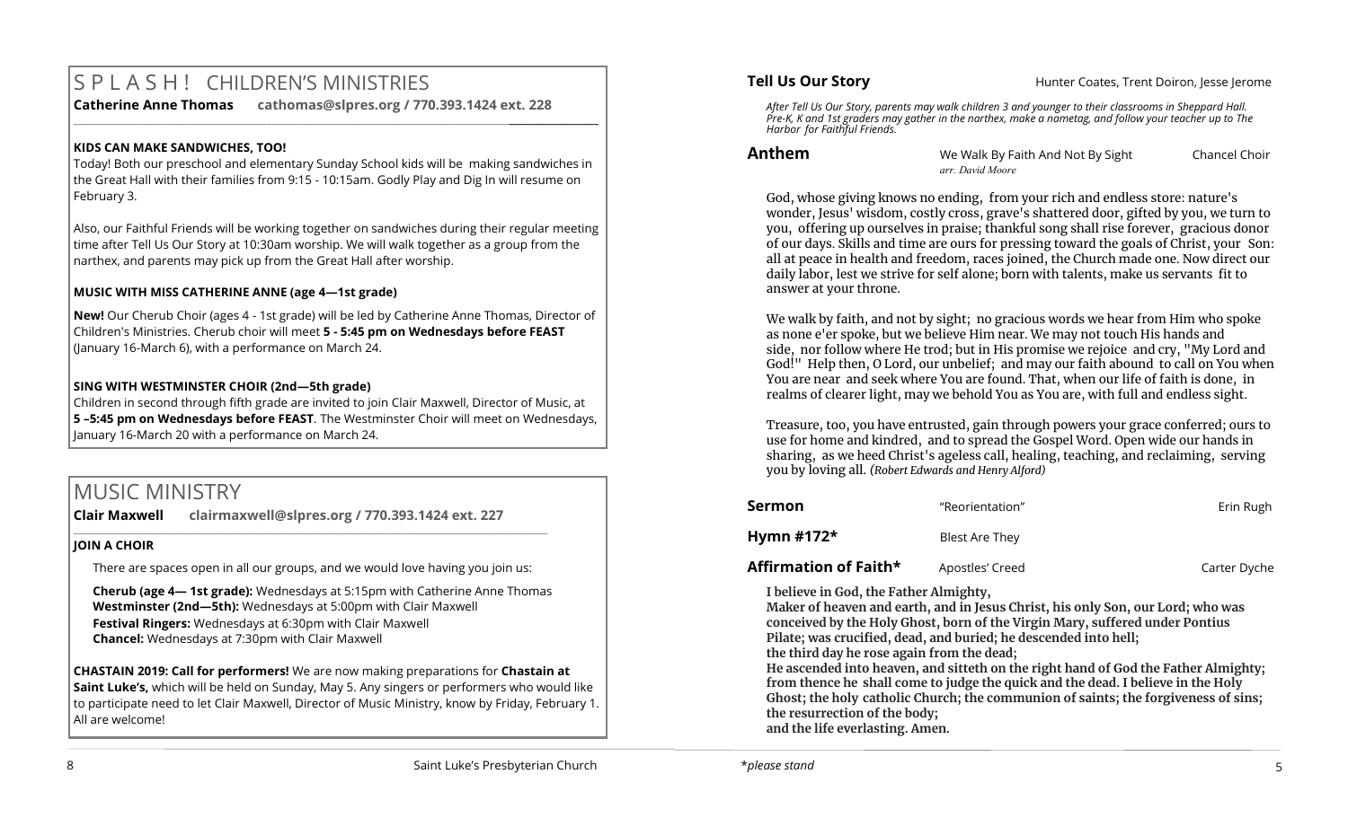# S P L A S H ! CHILDREN'S MINISTRIES

**Catherine Anne Thomas** **cathomas@slpres.org / 770.393.1424 ext. 228**

### KIDS CAN MAKE SANDWICHES, TOO!

Today! Both our preschool and elementary Sunday School kids will be making sandwiches in the Great Hall with their families from 9:15 - 10:15am. Godly Play and Dig In will resume on February 3.

Also, our Faithful Friends will be working together on sandwiches during their regular meeting time after Tell Us Our Story at 10:30am worship. We will walk together as a group from the narthex, and parents may pick up from the Great Hall after worship.

### MUSIC WITH MISS CATHERINE ANNE (age 4—1st grade)

**New!** Our Cherub Choir (ages 4 - 1st grade) will be led by Catherine Anne Thomas, Director of Children's Ministries. Cherub choir will meet **5 - 5:45 pm on Wednesdays before FEAST** (January 16-March 6), with a performance on March 24.

### SING WITH WESTMINSTER CHOIR (2nd—5th grade)

Children in second through fifth grade are invited to join Clair Maxwell, Director of Music, at **5 –5:45 pm on Wednesdays before FEAST**. The Westminster Choir will meet on Wednesdays, January 16-March 20 with a performance on March 24.

# MUSIC MINISTRY

**Clair Maxwell** **clairmaxwell@slpres.org / 770.393.1424 ext. 227**

### JOIN A CHOIR

There are spaces open in all our groups, and we would love having you join us:

**Cherub (age 4— 1st grade):** Wednesdays at 5:15pm with Catherine Anne Thomas
**Westminster (2nd—5th):** Wednesdays at 5:00pm with Clair Maxwell
**Festival Ringers:** Wednesdays at 6:30pm with Clair Maxwell
**Chancel:** Wednesdays at 7:30pm with Clair Maxwell

**CHASTAIN 2019: Call for performers!** We are now making preparations for **Chastain at Saint Luke's**, which will be held on Sunday, May 5. Any singers or performers who would like to participate need to let Clair Maxwell, Director of Music Ministry, know by Friday, February 1. All are welcome!

**Tell Us Our Story** — Hunter Coates, Trent Doiron, Jesse Jerome

*After Tell Us Our Story, parents may walk children 3 and younger to their classrooms in Sheppard Hall. Pre-K, K and 1st graders may gather in the narthex, make a nametag, and follow your teacher up to The Harbor for Faithful Friends.*

**Anthem** — We Walk By Faith And Not By Sight — Chancel Choir
*arr. David Moore*

God, whose giving knows no ending, from your rich and endless store: nature's wonder, Jesus' wisdom, costly cross, grave's shattered door, gifted by you, we turn to you, offering up ourselves in praise; thankful song shall rise forever, gracious donor of our days. Skills and time are ours for pressing toward the goals of Christ, your Son: all at peace in health and freedom, races joined, the Church made one. Now direct our daily labor, lest we strive for self alone; born with talents, make us servants fit to answer at your throne.

We walk by faith, and not by sight; no gracious words we hear from Him who spoke as none e'er spoke, but we believe Him near. We may not touch His hands and side, nor follow where He trod; but in His promise we rejoice and cry, "My Lord and God!" Help then, O Lord, our unbelief; and may our faith abound to call on You when You are near and seek where You are found. That, when our life of faith is done, in realms of clearer light, may we behold You as You are, with full and endless sight.

Treasure, too, you have entrusted, gain through powers your grace conferred; ours to use for home and kindred, and to spread the Gospel Word. Open wide our hands in sharing, as we heed Christ's ageless call, healing, teaching, and reclaiming, serving you by loving all. *(Robert Edwards and Henry Alford)*

**Sermon** — "Reorientation" — Erin Rugh

**Hymn #172*** — Blest Are They

**Affirmation of Faith*** — Apostles' Creed — Carter Dyche

**I believe in God, the Father Almighty,**
**Maker of heaven and earth, and in Jesus Christ, his only Son, our Lord; who was conceived by the Holy Ghost, born of the Virgin Mary, suffered under Pontius Pilate; was crucified, dead, and buried; he descended into hell;**
**the third day he rose again from the dead;**
**He ascended into heaven, and sitteth on the right hand of God the Father Almighty; from thence he shall come to judge the quick and the dead. I believe in the Holy Ghost; the holy catholic Church; the communion of saints; the forgiveness of sins; the resurrection of the body;**
**and the life everlasting. Amen.**

*\*please stand*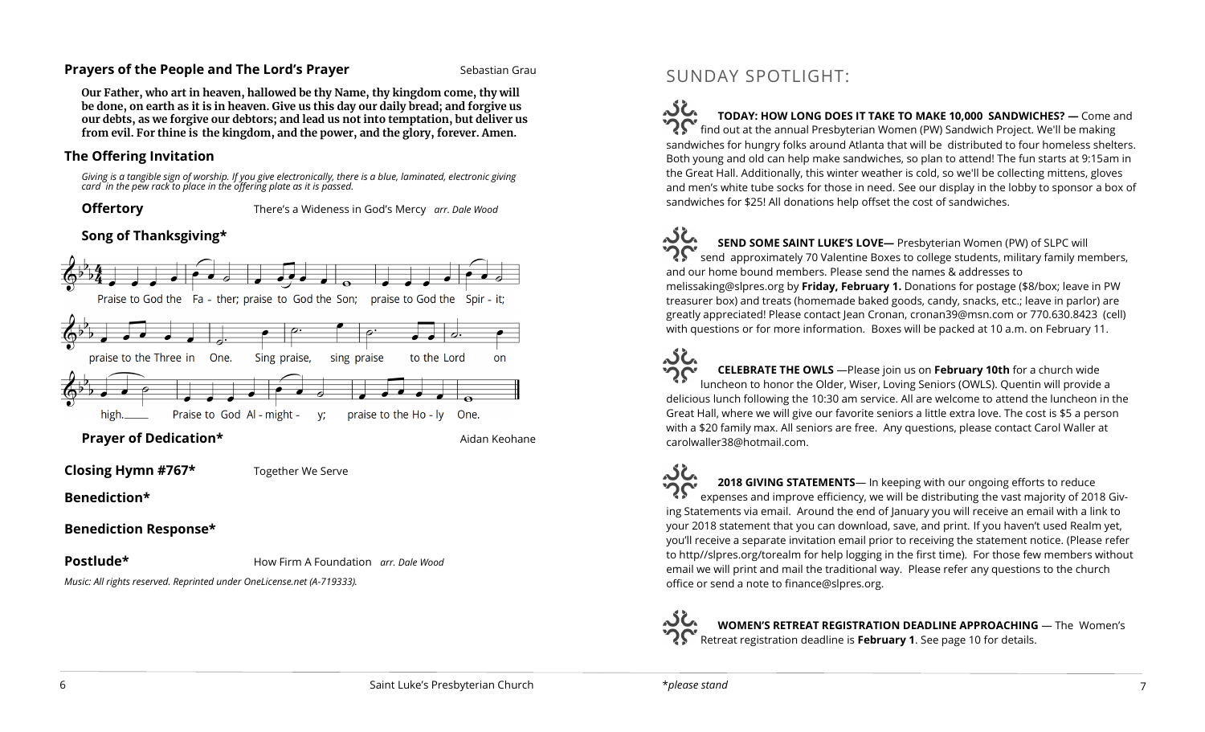**Prayers of the People and The Lord's Prayer** Sebastian Grau

**Our Father, who art in heaven, hallowed be thy Name, thy kingdom come, thy will be done, on earth as it is in heaven. Give us this day our daily bread; and forgive us our debts, as we forgive our debtors; and lead us not into temptation, but deliver us from evil. For thine is the kingdom, and the power, and the glory, forever. Amen.**

### The Offering Invitation

*Giving is a tangible sign of worship. If you give electronically, there is a blue, laminated, electronic giving card in the pew rack to place in the offering plate as it is passed.*

**Offertory** There's a Wideness in God's Mercy *arr. Dale Wood*

**Song of Thanksgiving***

Praise to God the Fa - ther; praise to God the Son; praise to God the Spir - it;

praise to the Three in One. Sing praise, sing praise to the Lord on

high. Praise to God Al - might - y; praise to the Ho - ly One.

**Prayer of Dedication*** Aidan Keohane

**Closing Hymn #767*** Together We Serve

**Benediction***

**Benediction Response***

**Postlude*** How Firm A Foundation *arr. Dale Wood*

*Music: All rights reserved. Reprinted under OneLicense.net (A-719333).*

## SUNDAY SPOTLIGHT:

**TODAY: HOW LONG DOES IT TAKE TO MAKE 10,000 SANDWICHES? —** Come and find out at the annual Presbyterian Women (PW) Sandwich Project. We'll be making sandwiches for hungry folks around Atlanta that will be distributed to four homeless shelters. Both young and old can help make sandwiches, so plan to attend! The fun starts at 9:15am in the Great Hall. Additionally, this winter weather is cold, so we'll be collecting mittens, gloves and men's white tube socks for those in need. See our display in the lobby to sponsor a box of sandwiches for $25! All donations help offset the cost of sandwiches.

**SEND SOME SAINT LUKE'S LOVE—** Presbyterian Women (PW) of SLPC will send approximately 70 Valentine Boxes to college students, military family members, and our home bound members. Please send the names & addresses to melissaking@slpres.org by **Friday, February 1.** Donations for postage ($8/box; leave in PW treasurer box) and treats (homemade baked goods, candy, snacks, etc.; leave in parlor) are greatly appreciated! Please contact Jean Cronan, cronan39@msn.com or 770.630.8423 (cell) with questions or for more information. Boxes will be packed at 10 a.m. on February 11.

**CELEBRATE THE OWLS** —Please join us on **February 10th** for a church wide luncheon to honor the Older, Wiser, Loving Seniors (OWLS). Quentin will provide a delicious lunch following the 10:30 am service. All are welcome to attend the luncheon in the Great Hall, where we will give our favorite seniors a little extra love. The cost is $5 a person with a $20 family max. All seniors are free. Any questions, please contact Carol Waller at carolwaller38@hotmail.com.

**2018 GIVING STATEMENTS**— In keeping with our ongoing efforts to reduce expenses and improve efficiency, we will be distributing the vast majority of 2018 Giving Statements via email. Around the end of January you will receive an email with a link to your 2018 statement that you can download, save, and print. If you haven't used Realm yet, you'll receive a separate invitation email prior to receiving the statement notice. (Please refer to http//slpres.org/torealm for help logging in the first time). For those few members without email we will print and mail the traditional way. Please refer any questions to the church office or send a note to finance@slpres.org.

**WOMEN'S RETREAT REGISTRATION DEADLINE APPROACHING** — The Women's Retreat registration deadline is **February 1**. See page 10 for details.

*please stand